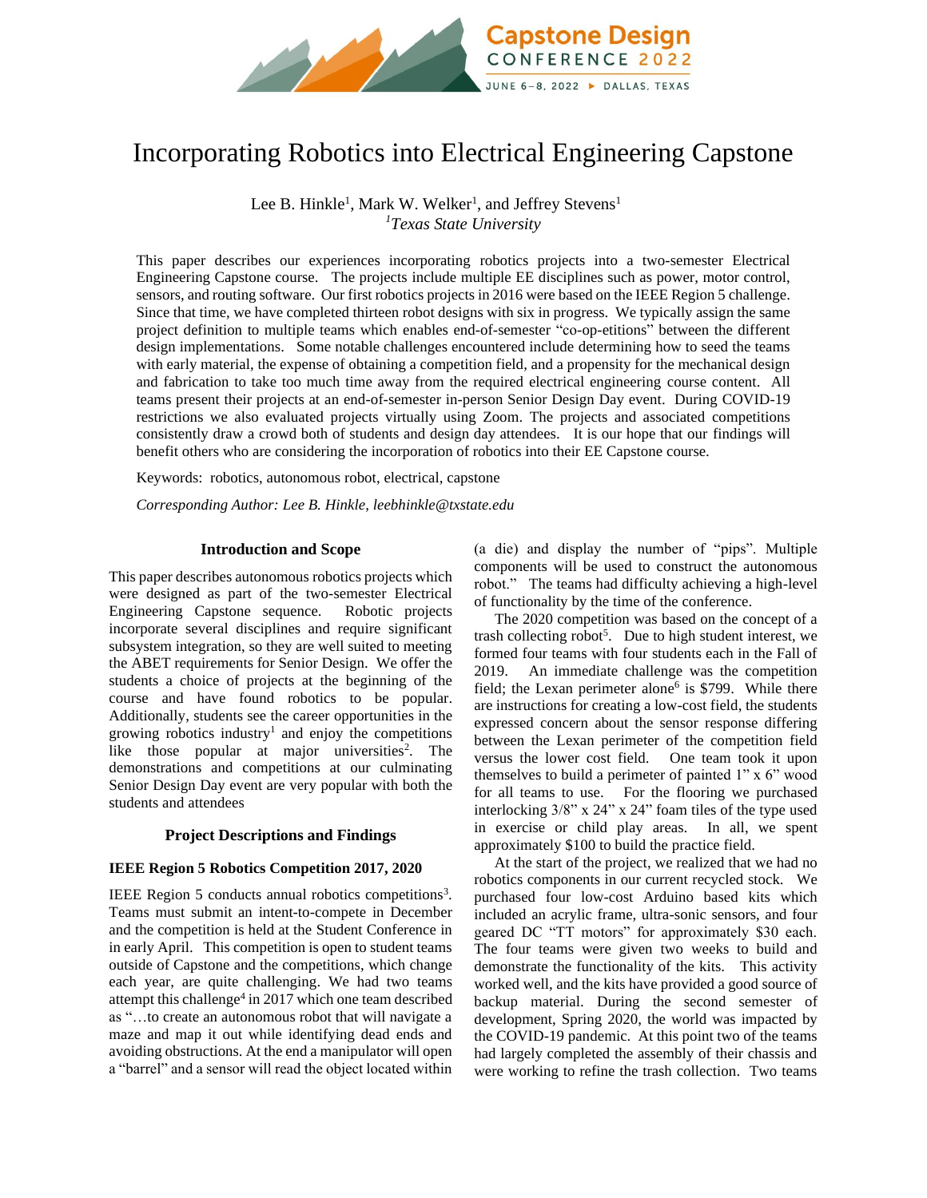# Incorporating Robotics into Electrical Engineering Capstone

Lee B. Hinkle[1], Mark W. Welker[1], and Jeffrey Stevens[1]
[1]*Texas State University*

This paper describes our experiences incorporating robotics projects into a two-semester Electrical Engineering Capstone course. The projects include multiple EE disciplines such as power, motor control, sensors, and routing software. Our first robotics projects in 2016 were based on the IEEE Region 5 challenge. Since that time, we have completed thirteen robot designs with six in progress. We typically assign the same project definition to multiple teams which enables end-of-semester "co-op-etitions" between the different design implementations. Some notable challenges encountered include determining how to seed the teams with early material, the expense of obtaining a competition field, and a propensity for the mechanical design and fabrication to take too much time away from the required electrical engineering course content. All teams present their projects at an end-of-semester in-person Senior Design Day event. During COVID-19 restrictions we also evaluated projects virtually using Zoom. The projects and associated competitions consistently draw a crowd both of students and design day attendees. It is our hope that our findings will benefit others who are considering the incorporation of robotics into their EE Capstone course.

Keywords: robotics, autonomous robot, electrical, capstone

*Corresponding Author: Lee B. Hinkle, leebhinkle@txstate.edu*

## Introduction and Scope

This paper describes autonomous robotics projects which were designed as part of the two-semester Electrical Engineering Capstone sequence. Robotic projects incorporate several disciplines and require significant subsystem integration, so they are well suited to meeting the ABET requirements for Senior Design. We offer the students a choice of projects at the beginning of the course and have found robotics to be popular. Additionally, students see the career opportunities in the growing robotics industry[1] and enjoy the competitions like those popular at major universities[2]. The demonstrations and competitions at our culminating Senior Design Day event are very popular with both the students and attendees

## Project Descriptions and Findings

### IEEE Region 5 Robotics Competition 2017, 2020

IEEE Region 5 conducts annual robotics competitions[3]. Teams must submit an intent-to-compete in December and the competition is held at the Student Conference in in early April. This competition is open to student teams outside of Capstone and the competitions, which change each year, are quite challenging. We had two teams attempt this challenge[4] in 2017 which one team described as "…to create an autonomous robot that will navigate a maze and map it out while identifying dead ends and avoiding obstructions. At the end a manipulator will open a "barrel" and a sensor will read the object located within (a die) and display the number of "pips". Multiple components will be used to construct the autonomous robot." The teams had difficulty achieving a high-level of functionality by the time of the conference.

The 2020 competition was based on the concept of a trash collecting robot[5]. Due to high student interest, we formed four teams with four students each in the Fall of 2019. An immediate challenge was the competition field; the Lexan perimeter alone[6] is $799. While there are instructions for creating a low-cost field, the students expressed concern about the sensor response differing between the Lexan perimeter of the competition field versus the lower cost field. One team took it upon themselves to build a perimeter of painted 1" x 6" wood for all teams to use. For the flooring we purchased interlocking 3/8" x 24" x 24" foam tiles of the type used in exercise or child play areas. In all, we spent approximately $100 to build the practice field.

At the start of the project, we realized that we had no robotics components in our current recycled stock. We purchased four low-cost Arduino based kits which included an acrylic frame, ultra-sonic sensors, and four geared DC "TT motors" for approximately $30 each. The four teams were given two weeks to build and demonstrate the functionality of the kits. This activity worked well, and the kits have provided a good source of backup material. During the second semester of development, Spring 2020, the world was impacted by the COVID-19 pandemic. At this point two of the teams had largely completed the assembly of their chassis and were working to refine the trash collection. Two teams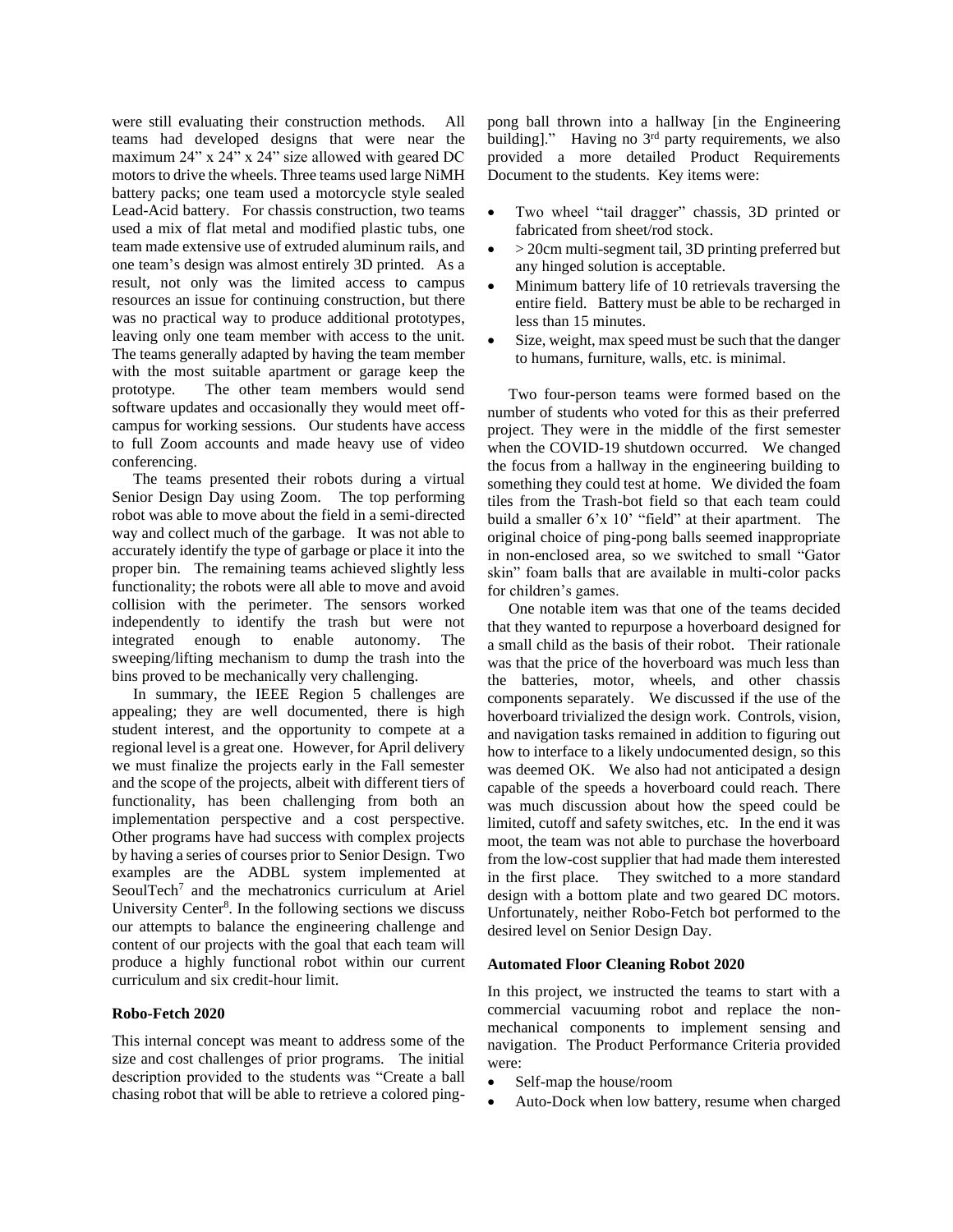were still evaluating their construction methods. All teams had developed designs that were near the maximum 24" x 24" x 24" size allowed with geared DC motors to drive the wheels. Three teams used large NiMH battery packs; one team used a motorcycle style sealed Lead-Acid battery. For chassis construction, two teams used a mix of flat metal and modified plastic tubs, one team made extensive use of extruded aluminum rails, and one team's design was almost entirely 3D printed. As a result, not only was the limited access to campus resources an issue for continuing construction, but there was no practical way to produce additional prototypes, leaving only one team member with access to the unit. The teams generally adapted by having the team member with the most suitable apartment or garage keep the prototype. The other team members would send software updates and occasionally they would meet off-campus for working sessions. Our students have access to full Zoom accounts and made heavy use of video conferencing.

The teams presented their robots during a virtual Senior Design Day using Zoom. The top performing robot was able to move about the field in a semi-directed way and collect much of the garbage. It was not able to accurately identify the type of garbage or place it into the proper bin. The remaining teams achieved slightly less functionality; the robots were all able to move and avoid collision with the perimeter. The sensors worked independently to identify the trash but were not integrated enough to enable autonomy. The sweeping/lifting mechanism to dump the trash into the bins proved to be mechanically very challenging.

In summary, the IEEE Region 5 challenges are appealing; they are well documented, there is high student interest, and the opportunity to compete at a regional level is a great one. However, for April delivery we must finalize the projects early in the Fall semester and the scope of the projects, albeit with different tiers of functionality, has been challenging from both an implementation perspective and a cost perspective. Other programs have had success with complex projects by having a series of courses prior to Senior Design. Two examples are the ADBL system implemented at SeoulTech[7] and the mechatronics curriculum at Ariel University Center[8]. In the following sections we discuss our attempts to balance the engineering challenge and content of our projects with the goal that each team will produce a highly functional robot within our current curriculum and six credit-hour limit.

**Robo-Fetch 2020**

This internal concept was meant to address some of the size and cost challenges of prior programs. The initial description provided to the students was "Create a ball chasing robot that will be able to retrieve a colored ping-pong ball thrown into a hallway [in the Engineering building]." Having no 3rd party requirements, we also provided a more detailed Product Requirements Document to the students. Key items were:

- Two wheel "tail dragger" chassis, 3D printed or fabricated from sheet/rod stock.
- > 20cm multi-segment tail, 3D printing preferred but any hinged solution is acceptable.
- Minimum battery life of 10 retrievals traversing the entire field. Battery must be able to be recharged in less than 15 minutes.
- Size, weight, max speed must be such that the danger to humans, furniture, walls, etc. is minimal.

Two four-person teams were formed based on the number of students who voted for this as their preferred project. They were in the middle of the first semester when the COVID-19 shutdown occurred. We changed the focus from a hallway in the engineering building to something they could test at home. We divided the foam tiles from the Trash-bot field so that each team could build a smaller 6'x 10' "field" at their apartment. The original choice of ping-pong balls seemed inappropriate in non-enclosed area, so we switched to small "Gator skin" foam balls that are available in multi-color packs for children's games.

One notable item was that one of the teams decided that they wanted to repurpose a hoverboard designed for a small child as the basis of their robot. Their rationale was that the price of the hoverboard was much less than the batteries, motor, wheels, and other chassis components separately. We discussed if the use of the hoverboard trivialized the design work. Controls, vision, and navigation tasks remained in addition to figuring out how to interface to a likely undocumented design, so this was deemed OK. We also had not anticipated a design capable of the speeds a hoverboard could reach. There was much discussion about how the speed could be limited, cutoff and safety switches, etc. In the end it was moot, the team was not able to purchase the hoverboard from the low-cost supplier that had made them interested in the first place. They switched to a more standard design with a bottom plate and two geared DC motors. Unfortunately, neither Robo-Fetch bot performed to the desired level on Senior Design Day.

**Automated Floor Cleaning Robot 2020**

In this project, we instructed the teams to start with a commercial vacuuming robot and replace the non-mechanical components to implement sensing and navigation. The Product Performance Criteria provided were:

- Self-map the house/room
- Auto-Dock when low battery, resume when charged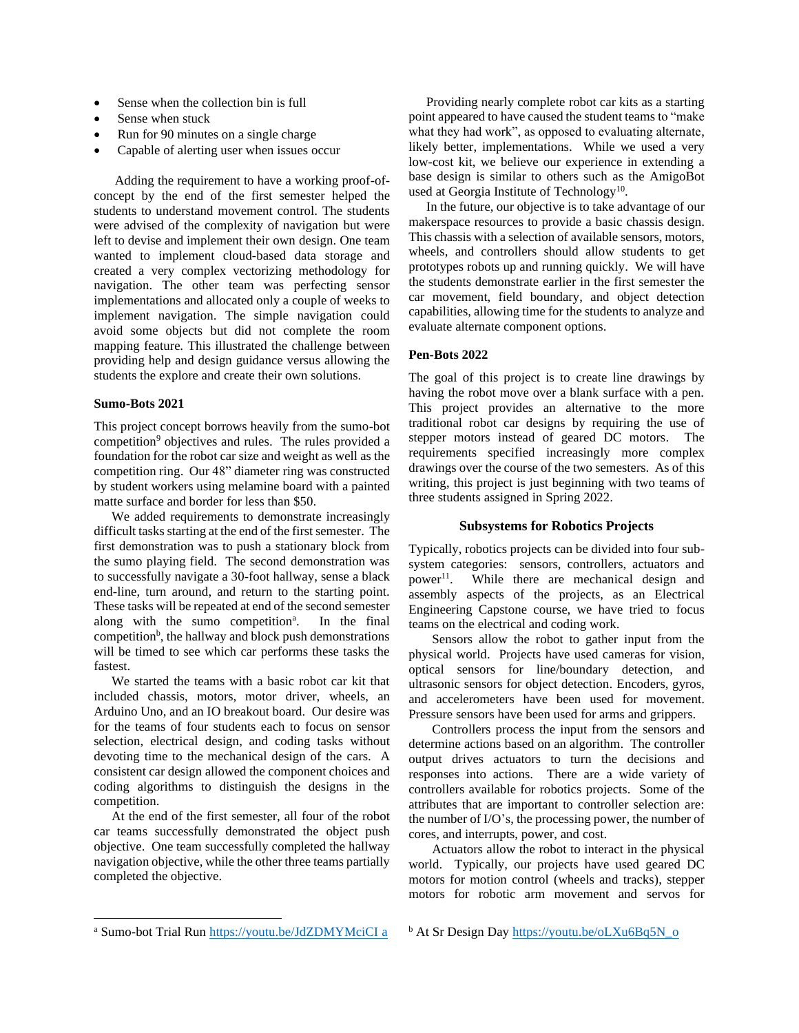- Sense when the collection bin is full
- Sense when stuck
- Run for 90 minutes on a single charge
- Capable of alerting user when issues occur

Adding the requirement to have a working proof-of-concept by the end of the first semester helped the students to understand movement control. The students were advised of the complexity of navigation but were left to devise and implement their own design. One team wanted to implement cloud-based data storage and created a very complex vectorizing methodology for navigation. The other team was perfecting sensor implementations and allocated only a couple of weeks to implement navigation. The simple navigation could avoid some objects but did not complete the room mapping feature. This illustrated the challenge between providing help and design guidance versus allowing the students the explore and create their own solutions.

### Sumo-Bots 2021

This project concept borrows heavily from the sumo-bot competition[9] objectives and rules. The rules provided a foundation for the robot car size and weight as well as the competition ring. Our 48" diameter ring was constructed by student workers using melamine board with a painted matte surface and border for less than $50.

We added requirements to demonstrate increasingly difficult tasks starting at the end of the first semester. The first demonstration was to push a stationary block from the sumo playing field. The second demonstration was to successfully navigate a 30-foot hallway, sense a black end-line, turn around, and return to the starting point. These tasks will be repeated at end of the second semester along with the sumo competition[a]. In the final competition[b], the hallway and block push demonstrations will be timed to see which car performs these tasks the fastest.

We started the teams with a basic robot car kit that included chassis, motors, motor driver, wheels, an Arduino Uno, and an IO breakout board. Our desire was for the teams of four students each to focus on sensor selection, electrical design, and coding tasks without devoting time to the mechanical design of the cars. A consistent car design allowed the component choices and coding algorithms to distinguish the designs in the competition.

At the end of the first semester, all four of the robot car teams successfully demonstrated the object push objective. One team successfully completed the hallway navigation objective, while the other three teams partially completed the objective.

Providing nearly complete robot car kits as a starting point appeared to have caused the student teams to "make what they had work", as opposed to evaluating alternate, likely better, implementations. While we used a very low-cost kit, we believe our experience in extending a base design is similar to others such as the AmigoBot used at Georgia Institute of Technology[10].

In the future, our objective is to take advantage of our makerspace resources to provide a basic chassis design. This chassis with a selection of available sensors, motors, wheels, and controllers should allow students to get prototypes robots up and running quickly. We will have the students demonstrate earlier in the first semester the car movement, field boundary, and object detection capabilities, allowing time for the students to analyze and evaluate alternate component options.

### Pen-Bots 2022

The goal of this project is to create line drawings by having the robot move over a blank surface with a pen. This project provides an alternative to the more traditional robot car designs by requiring the use of stepper motors instead of geared DC motors. The requirements specified increasingly more complex drawings over the course of the two semesters. As of this writing, this project is just beginning with two teams of three students assigned in Spring 2022.

## Subsystems for Robotics Projects

Typically, robotics projects can be divided into four sub-system categories: sensors, controllers, actuators and power[11]. While there are mechanical design and assembly aspects of the projects, as an Electrical Engineering Capstone course, we have tried to focus teams on the electrical and coding work.

Sensors allow the robot to gather input from the physical world. Projects have used cameras for vision, optical sensors for line/boundary detection, and ultrasonic sensors for object detection. Encoders, gyros, and accelerometers have been used for movement. Pressure sensors have been used for arms and grippers.

Controllers process the input from the sensors and determine actions based on an algorithm. The controller output drives actuators to turn the decisions and responses into actions. There are a wide variety of controllers available for robotics projects. Some of the attributes that are important to controller selection are: the number of I/O's, the processing power, the number of cores, and interrupts, power, and cost.

Actuators allow the robot to interact in the physical world. Typically, our projects have used geared DC motors for motion control (wheels and tracks), stepper motors for robotic arm movement and servos for

---

[a] Sumo-bot Trial Run https://youtu.be/JdZDMYMciCI a

[b] At Sr Design Day https://youtu.be/oLXu6Bq5N_o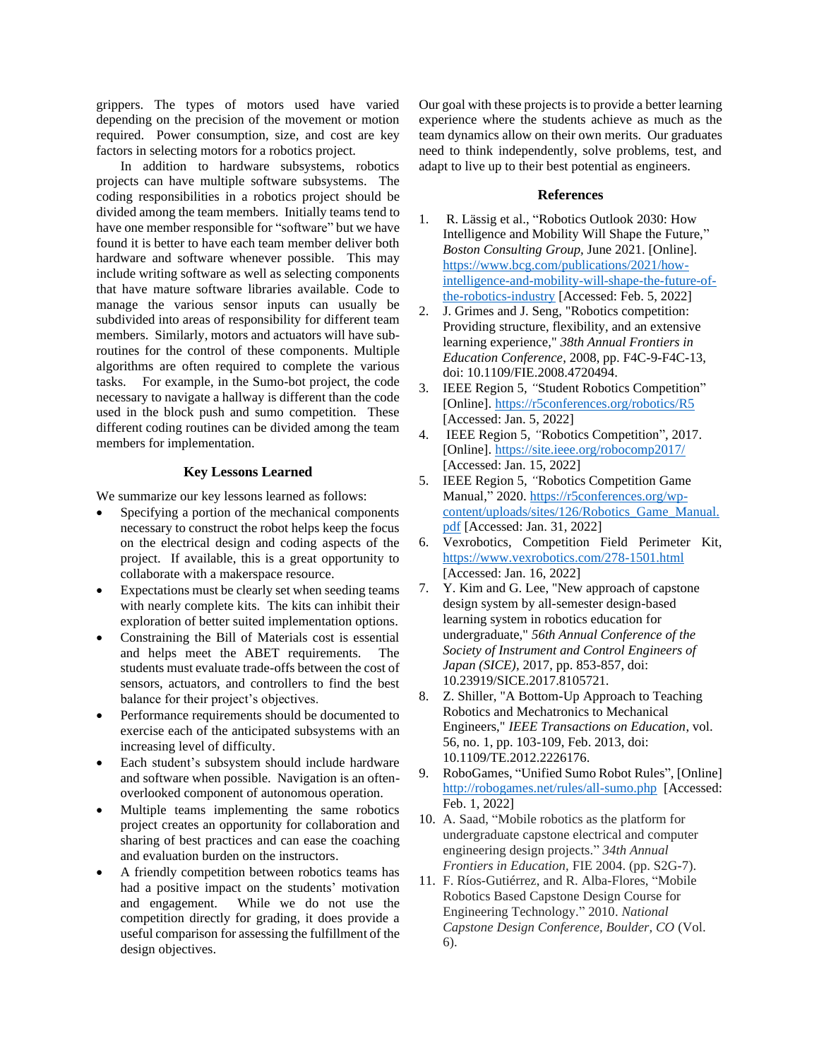grippers. The types of motors used have varied depending on the precision of the movement or motion required. Power consumption, size, and cost are key factors in selecting motors for a robotics project.

In addition to hardware subsystems, robotics projects can have multiple software subsystems. The coding responsibilities in a robotics project should be divided among the team members. Initially teams tend to have one member responsible for "software" but we have found it is better to have each team member deliver both hardware and software whenever possible. This may include writing software as well as selecting components that have mature software libraries available. Code to manage the various sensor inputs can usually be subdivided into areas of responsibility for different team members. Similarly, motors and actuators will have sub-routines for the control of these components. Multiple algorithms are often required to complete the various tasks. For example, in the Sumo-bot project, the code necessary to navigate a hallway is different than the code used in the block push and sumo competition. These different coding routines can be divided among the team members for implementation.

## Key Lessons Learned

We summarize our key lessons learned as follows:

- Specifying a portion of the mechanical components necessary to construct the robot helps keep the focus on the electrical design and coding aspects of the project. If available, this is a great opportunity to collaborate with a makerspace resource.
- Expectations must be clearly set when seeding teams with nearly complete kits. The kits can inhibit their exploration of better suited implementation options.
- Constraining the Bill of Materials cost is essential and helps meet the ABET requirements. The students must evaluate trade-offs between the cost of sensors, actuators, and controllers to find the best balance for their project's objectives.
- Performance requirements should be documented to exercise each of the anticipated subsystems with an increasing level of difficulty.
- Each student's subsystem should include hardware and software when possible. Navigation is an often-overlooked component of autonomous operation.
- Multiple teams implementing the same robotics project creates an opportunity for collaboration and sharing of best practices and can ease the coaching and evaluation burden on the instructors.
- A friendly competition between robotics teams has had a positive impact on the students' motivation and engagement. While we do not use the competition directly for grading, it does provide a useful comparison for assessing the fulfillment of the design objectives.

Our goal with these projects is to provide a better learning experience where the students achieve as much as the team dynamics allow on their own merits. Our graduates need to think independently, solve problems, test, and adapt to live up to their best potential as engineers.

## References

1. R. Lässig et al., "Robotics Outlook 2030: How Intelligence and Mobility Will Shape the Future," *Boston Consulting Group*, June 2021. [Online]. https://www.bcg.com/publications/2021/how-intelligence-and-mobility-will-shape-the-future-of-the-robotics-industry [Accessed: Feb. 5, 2022]
2. J. Grimes and J. Seng, "Robotics competition: Providing structure, flexibility, and an extensive learning experience," *38th Annual Frontiers in Education Conference*, 2008, pp. F4C-9-F4C-13, doi: 10.1109/FIE.2008.4720494.
3. IEEE Region 5, "Student Robotics Competition" [Online]. https://r5conferences.org/robotics/R5 [Accessed: Jan. 5, 2022]
4. IEEE Region 5, "Robotics Competition", 2017. [Online]. https://site.ieee.org/robocomp2017/ [Accessed: Jan. 15, 2022]
5. IEEE Region 5, "Robotics Competition Game Manual," 2020. https://r5conferences.org/wp-content/uploads/sites/126/Robotics_Game_Manual.pdf [Accessed: Jan. 31, 2022]
6. Vexrobotics, Competition Field Perimeter Kit, https://www.vexrobotics.com/278-1501.html [Accessed: Jan. 16, 2022]
7. Y. Kim and G. Lee, "New approach of capstone design system by all-semester design-based learning system in robotics education for undergraduate," *56th Annual Conference of the Society of Instrument and Control Engineers of Japan (SICE)*, 2017, pp. 853-857, doi: 10.23919/SICE.2017.8105721.
8. Z. Shiller, "A Bottom-Up Approach to Teaching Robotics and Mechatronics to Mechanical Engineers," *IEEE Transactions on Education*, vol. 56, no. 1, pp. 103-109, Feb. 2013, doi: 10.1109/TE.2012.2226176.
9. RoboGames, "Unified Sumo Robot Rules", [Online] http://robogames.net/rules/all-sumo.php [Accessed: Feb. 1, 2022]
10. A. Saad, "Mobile robotics as the platform for undergraduate capstone electrical and computer engineering design projects." *34th Annual Frontiers in Education*, FIE 2004. (pp. S2G-7).
11. F. Ríos-Gutiérrez, and R. Alba-Flores, "Mobile Robotics Based Capstone Design Course for Engineering Technology." 2010. *National Capstone Design Conference, Boulder, CO* (Vol. 6).